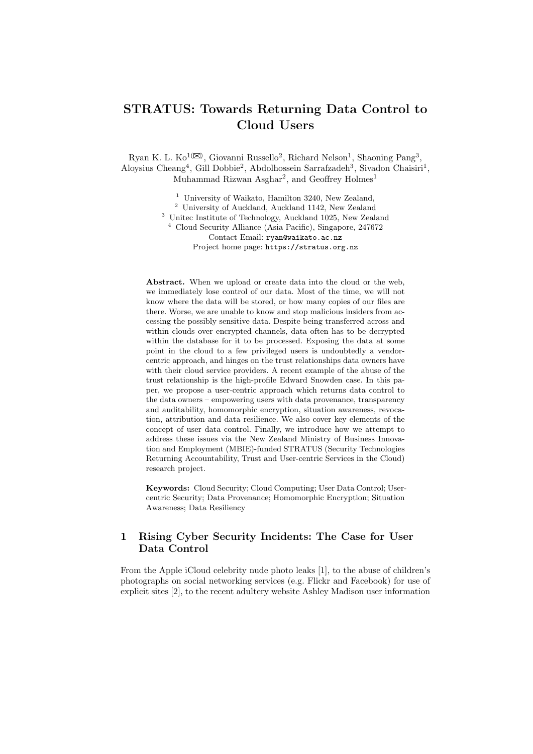# STRATUS: Towards Returning Data Control to Cloud Users

Ryan K. L. Ko[1(✉)], Giovanni Russello[2], Richard Nelson[1], Shaoning Pang[3], Aloysius Cheang[4], Gill Dobbie[2], Abdolhossein Sarrafzadeh[3], Sivadon Chaisiri[1], Muhammad Rizwan Asghar[2], and Geoffrey Holmes[1]

[1] University of Waikato, Hamilton 3240, New Zealand,
[2] University of Auckland, Auckland 1142, New Zealand
[3] Unitec Institute of Technology, Auckland 1025, New Zealand
[4] Cloud Security Alliance (Asia Pacific), Singapore, 247672
Contact Email: `ryan@waikato.ac.nz`
Project home page: `https://stratus.org.nz`

**Abstract.** When we upload or create data into the cloud or the web, we immediately lose control of our data. Most of the time, we will not know where the data will be stored, or how many copies of our files are there. Worse, we are unable to know and stop malicious insiders from accessing the possibly sensitive data. Despite being transferred across and within clouds over encrypted channels, data often has to be decrypted within the database for it to be processed. Exposing the data at some point in the cloud to a few privileged users is undoubtedly a vendor-centric approach, and hinges on the trust relationships data owners have with their cloud service providers. A recent example of the abuse of the trust relationship is the high-profile Edward Snowden case. In this paper, we propose a user-centric approach which returns data control to the data owners – empowering users with data provenance, transparency and auditability, homomorphic encryption, situation awareness, revocation, attribution and data resilience. We also cover key elements of the concept of user data control. Finally, we introduce how we attempt to address these issues via the New Zealand Ministry of Business Innovation and Employment (MBIE)-funded STRATUS (Security Technologies Returning Accountability, Trust and User-centric Services in the Cloud) research project.

**Keywords:** Cloud Security; Cloud Computing; User Data Control; User-centric Security; Data Provenance; Homomorphic Encryption; Situation Awareness; Data Resiliency

## 1 Rising Cyber Security Incidents: The Case for User Data Control

From the Apple iCloud celebrity nude photo leaks [1], to the abuse of children's photographs on social networking services (e.g. Flickr and Facebook) for use of explicit sites [2], to the recent adultery website Ashley Madison user information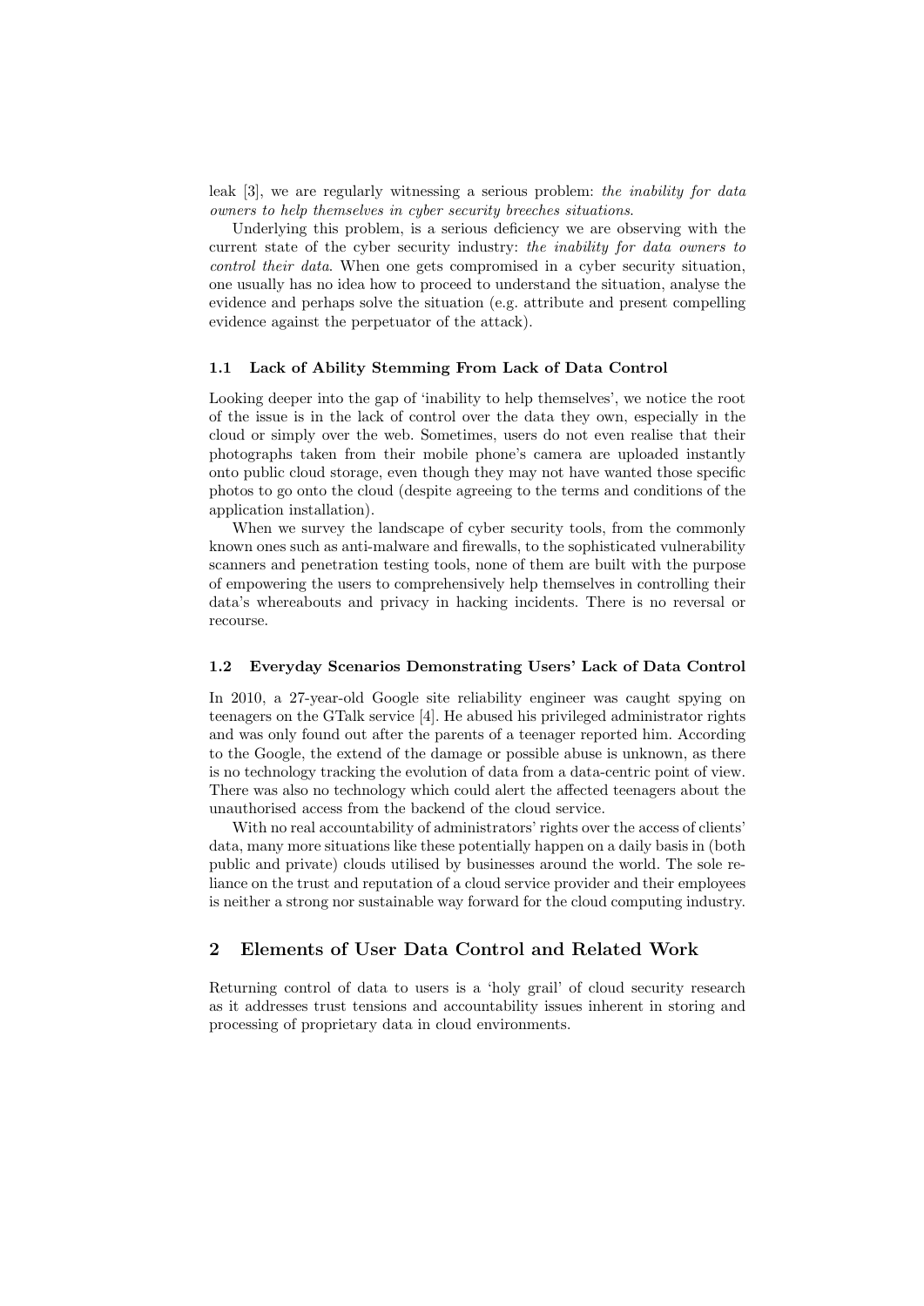leak [3], we are regularly witnessing a serious problem: *the inability for data owners to help themselves in cyber security breeches situations*.

Underlying this problem, is a serious deficiency we are observing with the current state of the cyber security industry: *the inability for data owners to control their data*. When one gets compromised in a cyber security situation, one usually has no idea how to proceed to understand the situation, analyse the evidence and perhaps solve the situation (e.g. attribute and present compelling evidence against the perpetuator of the attack).

### 1.1 Lack of Ability Stemming From Lack of Data Control

Looking deeper into the gap of 'inability to help themselves', we notice the root of the issue is in the lack of control over the data they own, especially in the cloud or simply over the web. Sometimes, users do not even realise that their photographs taken from their mobile phone's camera are uploaded instantly onto public cloud storage, even though they may not have wanted those specific photos to go onto the cloud (despite agreeing to the terms and conditions of the application installation).

When we survey the landscape of cyber security tools, from the commonly known ones such as anti-malware and firewalls, to the sophisticated vulnerability scanners and penetration testing tools, none of them are built with the purpose of empowering the users to comprehensively help themselves in controlling their data's whereabouts and privacy in hacking incidents. There is no reversal or recourse.

### 1.2 Everyday Scenarios Demonstrating Users' Lack of Data Control

In 2010, a 27-year-old Google site reliability engineer was caught spying on teenagers on the GTalk service [4]. He abused his privileged administrator rights and was only found out after the parents of a teenager reported him. According to the Google, the extend of the damage or possible abuse is unknown, as there is no technology tracking the evolution of data from a data-centric point of view. There was also no technology which could alert the affected teenagers about the unauthorised access from the backend of the cloud service.

With no real accountability of administrators' rights over the access of clients' data, many more situations like these potentially happen on a daily basis in (both public and private) clouds utilised by businesses around the world. The sole reliance on the trust and reputation of a cloud service provider and their employees is neither a strong nor sustainable way forward for the cloud computing industry.

## 2 Elements of User Data Control and Related Work

Returning control of data to users is a 'holy grail' of cloud security research as it addresses trust tensions and accountability issues inherent in storing and processing of proprietary data in cloud environments.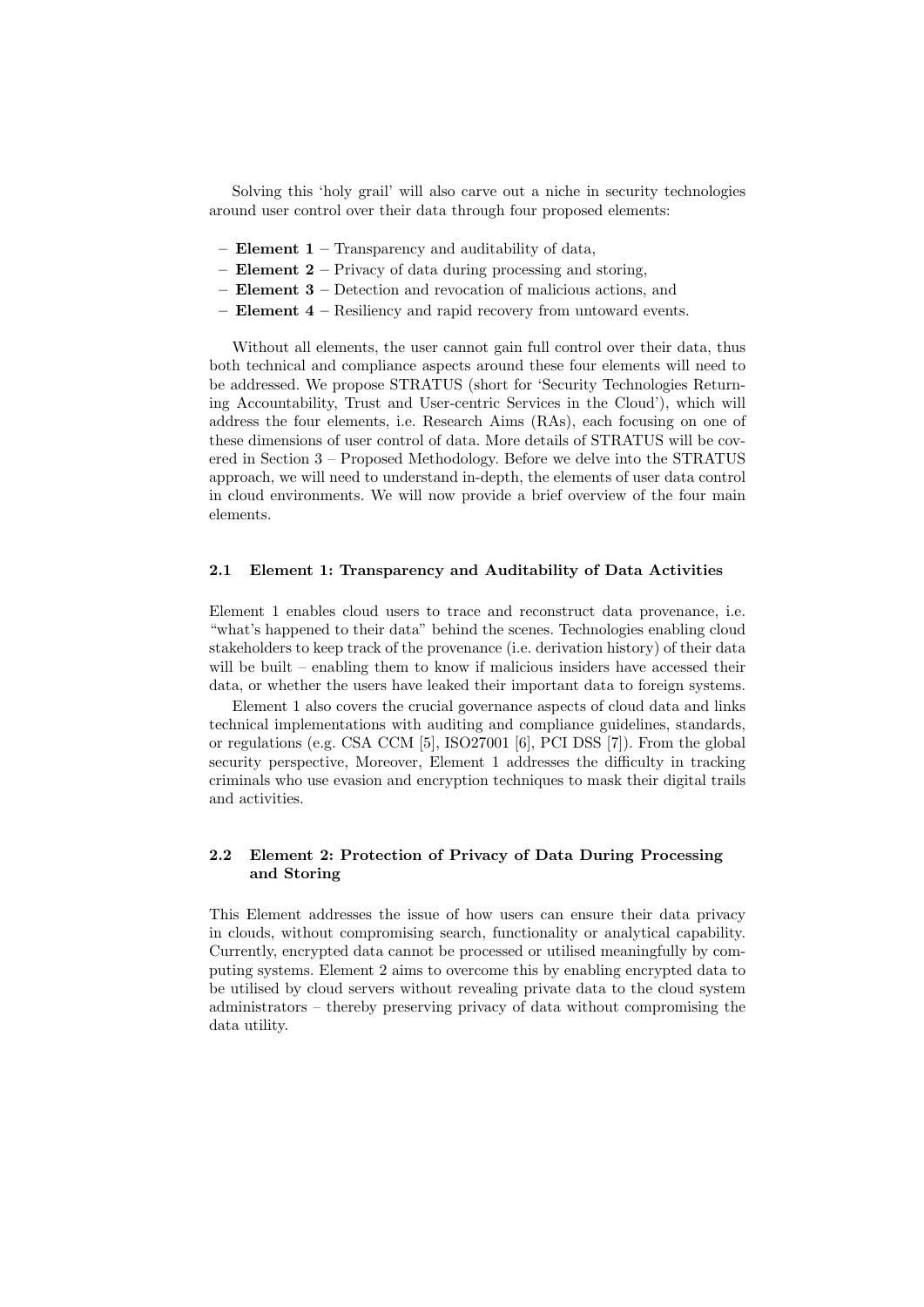Solving this 'holy grail' will also carve out a niche in security technologies around user control over their data through four proposed elements:

- **Element 1** – Transparency and auditability of data,
- **Element 2** – Privacy of data during processing and storing,
- **Element 3** – Detection and revocation of malicious actions, and
- **Element 4** – Resiliency and rapid recovery from untoward events.

Without all elements, the user cannot gain full control over their data, thus both technical and compliance aspects around these four elements will need to be addressed. We propose STRATUS (short for 'Security Technologies Returning Accountability, Trust and User-centric Services in the Cloud'), which will address the four elements, i.e. Research Aims (RAs), each focusing on one of these dimensions of user control of data. More details of STRATUS will be covered in Section 3 – Proposed Methodology. Before we delve into the STRATUS approach, we will need to understand in-depth, the elements of user data control in cloud environments. We will now provide a brief overview of the four main elements.

### 2.1 Element 1: Transparency and Auditability of Data Activities

Element 1 enables cloud users to trace and reconstruct data provenance, i.e. "what's happened to their data" behind the scenes. Technologies enabling cloud stakeholders to keep track of the provenance (i.e. derivation history) of their data will be built – enabling them to know if malicious insiders have accessed their data, or whether the users have leaked their important data to foreign systems.

Element 1 also covers the crucial governance aspects of cloud data and links technical implementations with auditing and compliance guidelines, standards, or regulations (e.g. CSA CCM [5], ISO27001 [6], PCI DSS [7]). From the global security perspective, Moreover, Element 1 addresses the difficulty in tracking criminals who use evasion and encryption techniques to mask their digital trails and activities.

### 2.2 Element 2: Protection of Privacy of Data During Processing and Storing

This Element addresses the issue of how users can ensure their data privacy in clouds, without compromising search, functionality or analytical capability. Currently, encrypted data cannot be processed or utilised meaningfully by computing systems. Element 2 aims to overcome this by enabling encrypted data to be utilised by cloud servers without revealing private data to the cloud system administrators – thereby preserving privacy of data without compromising the data utility.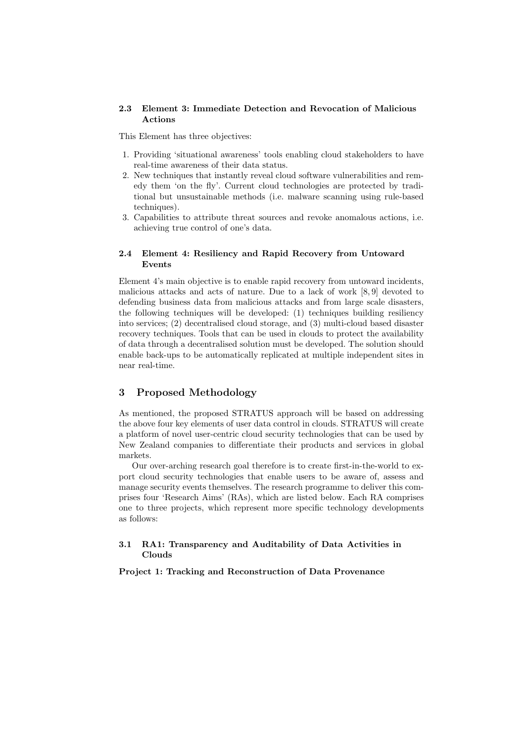### 2.3 Element 3: Immediate Detection and Revocation of Malicious Actions

This Element has three objectives:

1. Providing 'situational awareness' tools enabling cloud stakeholders to have real-time awareness of their data status.
2. New techniques that instantly reveal cloud software vulnerabilities and remedy them 'on the fly'. Current cloud technologies are protected by traditional but unsustainable methods (i.e. malware scanning using rule-based techniques).
3. Capabilities to attribute threat sources and revoke anomalous actions, i.e. achieving true control of one's data.

### 2.4 Element 4: Resiliency and Rapid Recovery from Untoward Events

Element 4's main objective is to enable rapid recovery from untoward incidents, malicious attacks and acts of nature. Due to a lack of work [8, 9] devoted to defending business data from malicious attacks and from large scale disasters, the following techniques will be developed: (1) techniques building resiliency into services; (2) decentralised cloud storage, and (3) multi-cloud based disaster recovery techniques. Tools that can be used in clouds to protect the availability of data through a decentralised solution must be developed. The solution should enable back-ups to be automatically replicated at multiple independent sites in near real-time.

## 3 Proposed Methodology

As mentioned, the proposed STRATUS approach will be based on addressing the above four key elements of user data control in clouds. STRATUS will create a platform of novel user-centric cloud security technologies that can be used by New Zealand companies to differentiate their products and services in global markets.

Our over-arching research goal therefore is to create first-in-the-world to export cloud security technologies that enable users to be aware of, assess and manage security events themselves. The research programme to deliver this comprises four 'Research Aims' (RAs), which are listed below. Each RA comprises one to three projects, which represent more specific technology developments as follows:

### 3.1 RA1: Transparency and Auditability of Data Activities in Clouds

**Project 1: Tracking and Reconstruction of Data Provenance**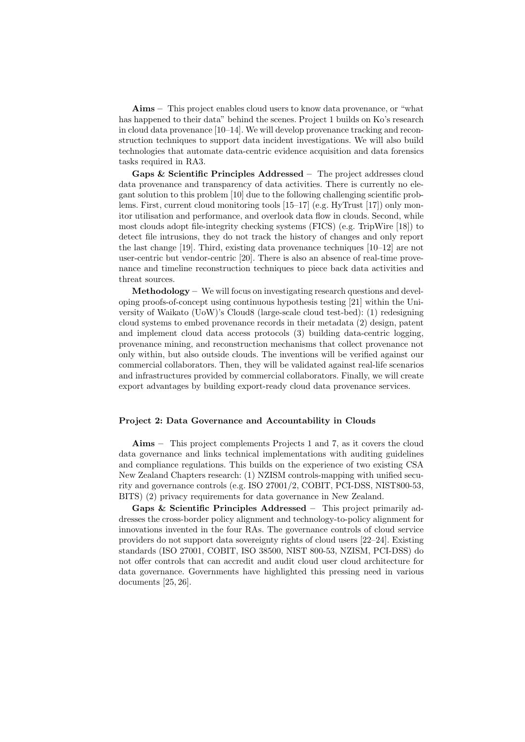**Aims** – This project enables cloud users to know data provenance, or "what has happened to their data" behind the scenes. Project 1 builds on Ko's research in cloud data provenance [10–14]. We will develop provenance tracking and reconstruction techniques to support data incident investigations. We will also build technologies that automate data-centric evidence acquisition and data forensics tasks required in RA3.

**Gaps & Scientific Principles Addressed** – The project addresses cloud data provenance and transparency of data activities. There is currently no elegant solution to this problem [10] due to the following challenging scientific problems. First, current cloud monitoring tools [15–17] (e.g. HyTrust [17]) only monitor utilisation and performance, and overlook data flow in clouds. Second, while most clouds adopt file-integrity checking systems (FICS) (e.g. TripWire [18]) to detect file intrusions, they do not track the history of changes and only report the last change [19]. Third, existing data provenance techniques [10–12] are not user-centric but vendor-centric [20]. There is also an absence of real-time provenance and timeline reconstruction techniques to piece back data activities and threat sources.

**Methodology** – We will focus on investigating research questions and developing proofs-of-concept using continuous hypothesis testing [21] within the University of Waikato (UoW)'s Cloud8 (large-scale cloud test-bed): (1) redesigning cloud systems to embed provenance records in their metadata (2) design, patent and implement cloud data access protocols (3) building data-centric logging, provenance mining, and reconstruction mechanisms that collect provenance not only within, but also outside clouds. The inventions will be verified against our commercial collaborators. Then, they will be validated against real-life scenarios and infrastructures provided by commercial collaborators. Finally, we will create export advantages by building export-ready cloud data provenance services.

### Project 2: Data Governance and Accountability in Clouds

**Aims** – This project complements Projects 1 and 7, as it covers the cloud data governance and links technical implementations with auditing guidelines and compliance regulations. This builds on the experience of two existing CSA New Zealand Chapters research: (1) NZISM controls-mapping with unified security and governance controls (e.g. ISO 27001/2, COBIT, PCI-DSS, NIST800-53, BITS) (2) privacy requirements for data governance in New Zealand.

**Gaps & Scientific Principles Addressed** – This project primarily addresses the cross-border policy alignment and technology-to-policy alignment for innovations invented in the four RAs. The governance controls of cloud service providers do not support data sovereignty rights of cloud users [22–24]. Existing standards (ISO 27001, COBIT, ISO 38500, NIST 800-53, NZISM, PCI-DSS) do not offer controls that can accredit and audit cloud user cloud architecture for data governance. Governments have highlighted this pressing need in various documents [25, 26].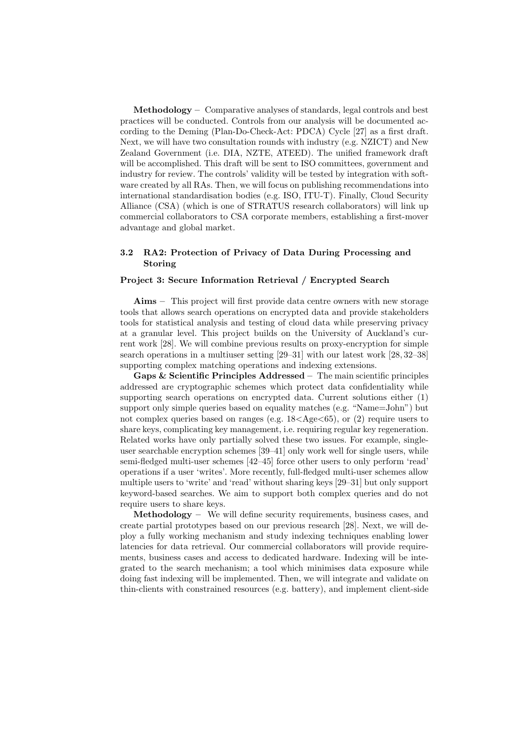**Methodology** – Comparative analyses of standards, legal controls and best practices will be conducted. Controls from our analysis will be documented according to the Deming (Plan-Do-Check-Act: PDCA) Cycle [27] as a first draft. Next, we will have two consultation rounds with industry (e.g. NZICT) and New Zealand Government (i.e. DIA, NZTE, ATEED). The unified framework draft will be accomplished. This draft will be sent to ISO committees, government and industry for review. The controls' validity will be tested by integration with software created by all RAs. Then, we will focus on publishing recommendations into international standardisation bodies (e.g. ISO, ITU-T). Finally, Cloud Security Alliance (CSA) (which is one of STRATUS research collaborators) will link up commercial collaborators to CSA corporate members, establishing a first-mover advantage and global market.

### 3.2 RA2: Protection of Privacy of Data During Processing and Storing

#### Project 3: Secure Information Retrieval / Encrypted Search

**Aims** – This project will first provide data centre owners with new storage tools that allows search operations on encrypted data and provide stakeholders tools for statistical analysis and testing of cloud data while preserving privacy at a granular level. This project builds on the University of Auckland's current work [28]. We will combine previous results on proxy-encryption for simple search operations in a multiuser setting [29–31] with our latest work [28, 32–38] supporting complex matching operations and indexing extensions.

**Gaps & Scientific Principles Addressed** – The main scientific principles addressed are cryptographic schemes which protect data confidentiality while supporting search operations on encrypted data. Current solutions either (1) support only simple queries based on equality matches (e.g. "Name=John") but not complex queries based on ranges (e.g. 18<Age<65), or (2) require users to share keys, complicating key management, i.e. requiring regular key regeneration. Related works have only partially solved these two issues. For example, single-user searchable encryption schemes [39–41] only work well for single users, while semi-fledged multi-user schemes [42–45] force other users to only perform 'read' operations if a user 'writes'. More recently, full-fledged multi-user schemes allow multiple users to 'write' and 'read' without sharing keys [29–31] but only support keyword-based searches. We aim to support both complex queries and do not require users to share keys.

**Methodology** – We will define security requirements, business cases, and create partial prototypes based on our previous research [28]. Next, we will deploy a fully working mechanism and study indexing techniques enabling lower latencies for data retrieval. Our commercial collaborators will provide requirements, business cases and access to dedicated hardware. Indexing will be integrated to the search mechanism; a tool which minimises data exposure while doing fast indexing will be implemented. Then, we will integrate and validate on thin-clients with constrained resources (e.g. battery), and implement client-side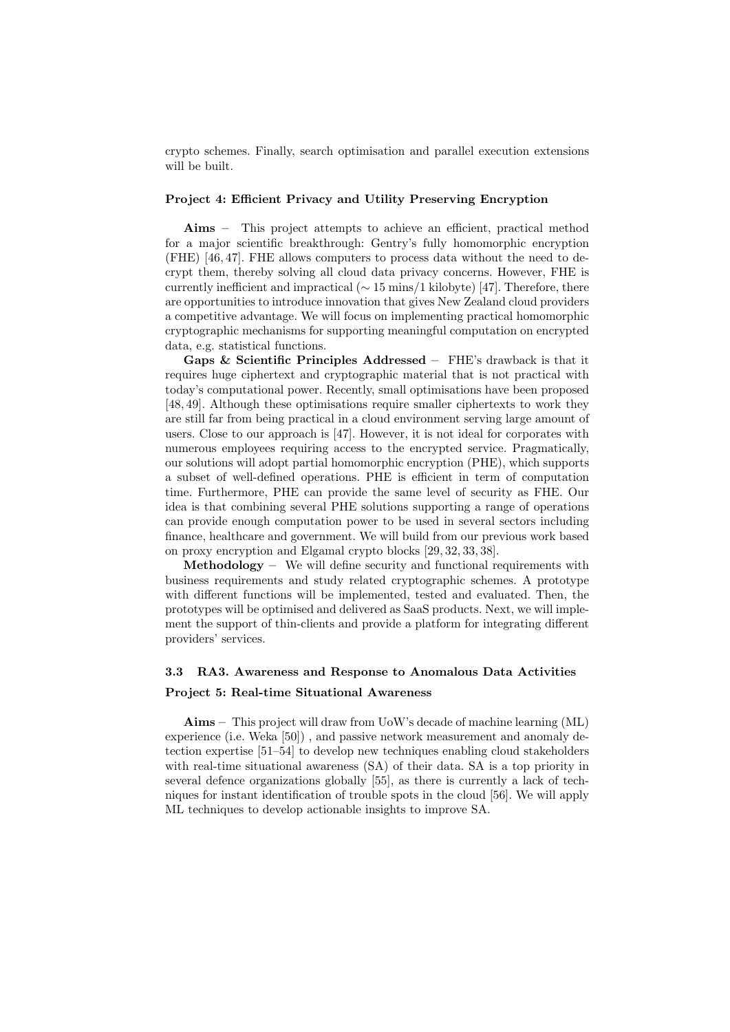crypto schemes. Finally, search optimisation and parallel execution extensions will be built.

#### Project 4: Efficient Privacy and Utility Preserving Encryption

**Aims** – This project attempts to achieve an efficient, practical method for a major scientific breakthrough: Gentry's fully homomorphic encryption (FHE) [46, 47]. FHE allows computers to process data without the need to decrypt them, thereby solving all cloud data privacy concerns. However, FHE is currently inefficient and impractical ($\sim$ 15 mins/1 kilobyte) [47]. Therefore, there are opportunities to introduce innovation that gives New Zealand cloud providers a competitive advantage. We will focus on implementing practical homomorphic cryptographic mechanisms for supporting meaningful computation on encrypted data, e.g. statistical functions.

**Gaps & Scientific Principles Addressed** – FHE's drawback is that it requires huge ciphertext and cryptographic material that is not practical with today's computational power. Recently, small optimisations have been proposed [48, 49]. Although these optimisations require smaller ciphertexts to work they are still far from being practical in a cloud environment serving large amount of users. Close to our approach is [47]. However, it is not ideal for corporates with numerous employees requiring access to the encrypted service. Pragmatically, our solutions will adopt partial homomorphic encryption (PHE), which supports a subset of well-defined operations. PHE is efficient in term of computation time. Furthermore, PHE can provide the same level of security as FHE. Our idea is that combining several PHE solutions supporting a range of operations can provide enough computation power to be used in several sectors including finance, healthcare and government. We will build from our previous work based on proxy encryption and Elgamal crypto blocks [29, 32, 33, 38].

**Methodology** – We will define security and functional requirements with business requirements and study related cryptographic schemes. A prototype with different functions will be implemented, tested and evaluated. Then, the prototypes will be optimised and delivered as SaaS products. Next, we will implement the support of thin-clients and provide a platform for integrating different providers' services.

### 3.3 RA3. Awareness and Response to Anomalous Data Activities

#### Project 5: Real-time Situational Awareness

**Aims** – This project will draw from UoW's decade of machine learning (ML) experience (i.e. Weka [50]) , and passive network measurement and anomaly detection expertise [51–54] to develop new techniques enabling cloud stakeholders with real-time situational awareness (SA) of their data. SA is a top priority in several defence organizations globally [55], as there is currently a lack of techniques for instant identification of trouble spots in the cloud [56]. We will apply ML techniques to develop actionable insights to improve SA.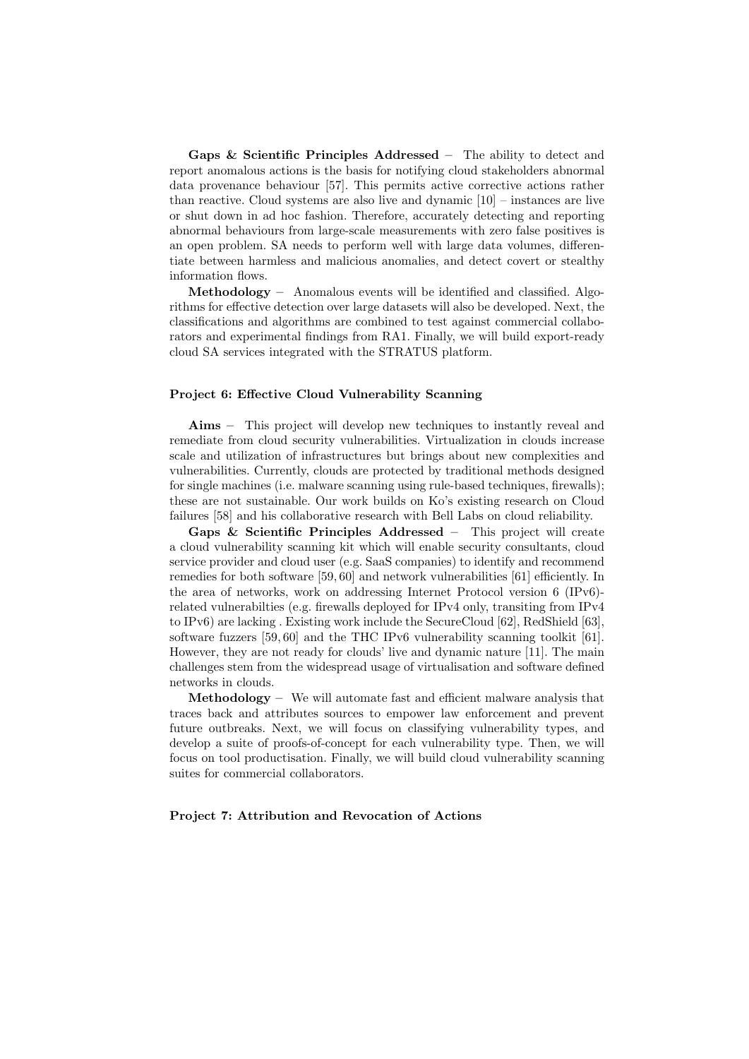**Gaps & Scientific Principles Addressed** – The ability to detect and report anomalous actions is the basis for notifying cloud stakeholders abnormal data provenance behaviour [57]. This permits active corrective actions rather than reactive. Cloud systems are also live and dynamic [10] – instances are live or shut down in ad hoc fashion. Therefore, accurately detecting and reporting abnormal behaviours from large-scale measurements with zero false positives is an open problem. SA needs to perform well with large data volumes, differentiate between harmless and malicious anomalies, and detect covert or stealthy information flows.

**Methodology** – Anomalous events will be identified and classified. Algorithms for effective detection over large datasets will also be developed. Next, the classifications and algorithms are combined to test against commercial collaborators and experimental findings from RA1. Finally, we will build export-ready cloud SA services integrated with the STRATUS platform.

#### Project 6: Effective Cloud Vulnerability Scanning

**Aims** – This project will develop new techniques to instantly reveal and remediate from cloud security vulnerabilities. Virtualization in clouds increase scale and utilization of infrastructures but brings about new complexities and vulnerabilities. Currently, clouds are protected by traditional methods designed for single machines (i.e. malware scanning using rule-based techniques, firewalls); these are not sustainable. Our work builds on Ko's existing research on Cloud failures [58] and his collaborative research with Bell Labs on cloud reliability.

**Gaps & Scientific Principles Addressed** – This project will create a cloud vulnerability scanning kit which will enable security consultants, cloud service provider and cloud user (e.g. SaaS companies) to identify and recommend remedies for both software [59, 60] and network vulnerabilities [61] efficiently. In the area of networks, work on addressing Internet Protocol version 6 (IPv6)-related vulnerabilties (e.g. firewalls deployed for IPv4 only, transiting from IPv4 to IPv6) are lacking . Existing work include the SecureCloud [62], RedShield [63], software fuzzers [59, 60] and the THC IPv6 vulnerability scanning toolkit [61]. However, they are not ready for clouds' live and dynamic nature [11]. The main challenges stem from the widespread usage of virtualisation and software defined networks in clouds.

**Methodology** – We will automate fast and efficient malware analysis that traces back and attributes sources to empower law enforcement and prevent future outbreaks. Next, we will focus on classifying vulnerability types, and develop a suite of proofs-of-concept for each vulnerability type. Then, we will focus on tool productisation. Finally, we will build cloud vulnerability scanning suites for commercial collaborators.

#### Project 7: Attribution and Revocation of Actions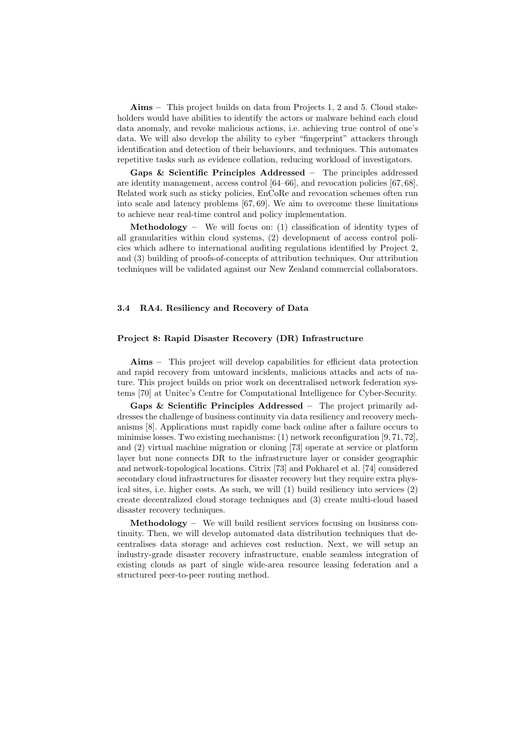**Aims** – This project builds on data from Projects 1, 2 and 5. Cloud stakeholders would have abilities to identify the actors or malware behind each cloud data anomaly, and revoke malicious actions, i.e. achieving true control of one's data. We will also develop the ability to cyber "fingerprint" attackers through identification and detection of their behaviours, and techniques. This automates repetitive tasks such as evidence collation, reducing workload of investigators.

**Gaps & Scientific Principles Addressed** – The principles addressed are identity management, access control [64–66], and revocation policies [67, 68]. Related work such as sticky policies, EnCoRe and revocation schemes often run into scale and latency problems [67, 69]. We aim to overcome these limitations to achieve near real-time control and policy implementation.

**Methodology** – We will focus on: (1) classification of identity types of all granularities within cloud systems, (2) development of access control policies which adhere to international auditing regulations identified by Project 2, and (3) building of proofs-of-concepts of attribution techniques. Our attribution techniques will be validated against our New Zealand commercial collaborators.

### 3.4 RA4. Resiliency and Recovery of Data

#### Project 8: Rapid Disaster Recovery (DR) Infrastructure

**Aims** – This project will develop capabilities for efficient data protection and rapid recovery from untoward incidents, malicious attacks and acts of nature. This project builds on prior work on decentralised network federation systems [70] at Unitec's Centre for Computational Intelligence for Cyber-Security.

**Gaps & Scientific Principles Addressed** – The project primarily addresses the challenge of business continuity via data resiliency and recovery mechanisms [8]. Applications must rapidly come back online after a failure occurs to minimise losses. Two existing mechanisms: (1) network reconfiguration [9, 71, 72], and (2) virtual machine migration or cloning [73] operate at service or platform layer but none connects DR to the infrastructure layer or consider geographic and network-topological locations. Citrix [73] and Pokharel et al. [74] considered secondary cloud infrastructures for disaster recovery but they require extra physical sites, i.e. higher costs. As such, we will (1) build resiliency into services (2) create decentralized cloud storage techniques and (3) create multi-cloud based disaster recovery techniques.

**Methodology** – We will build resilient services focusing on business continuity. Then, we will develop automated data distribution techniques that decentralises data storage and achieves cost reduction. Next, we will setup an industry-grade disaster recovery infrastructure, enable seamless integration of existing clouds as part of single wide-area resource leasing federation and a structured peer-to-peer routing method.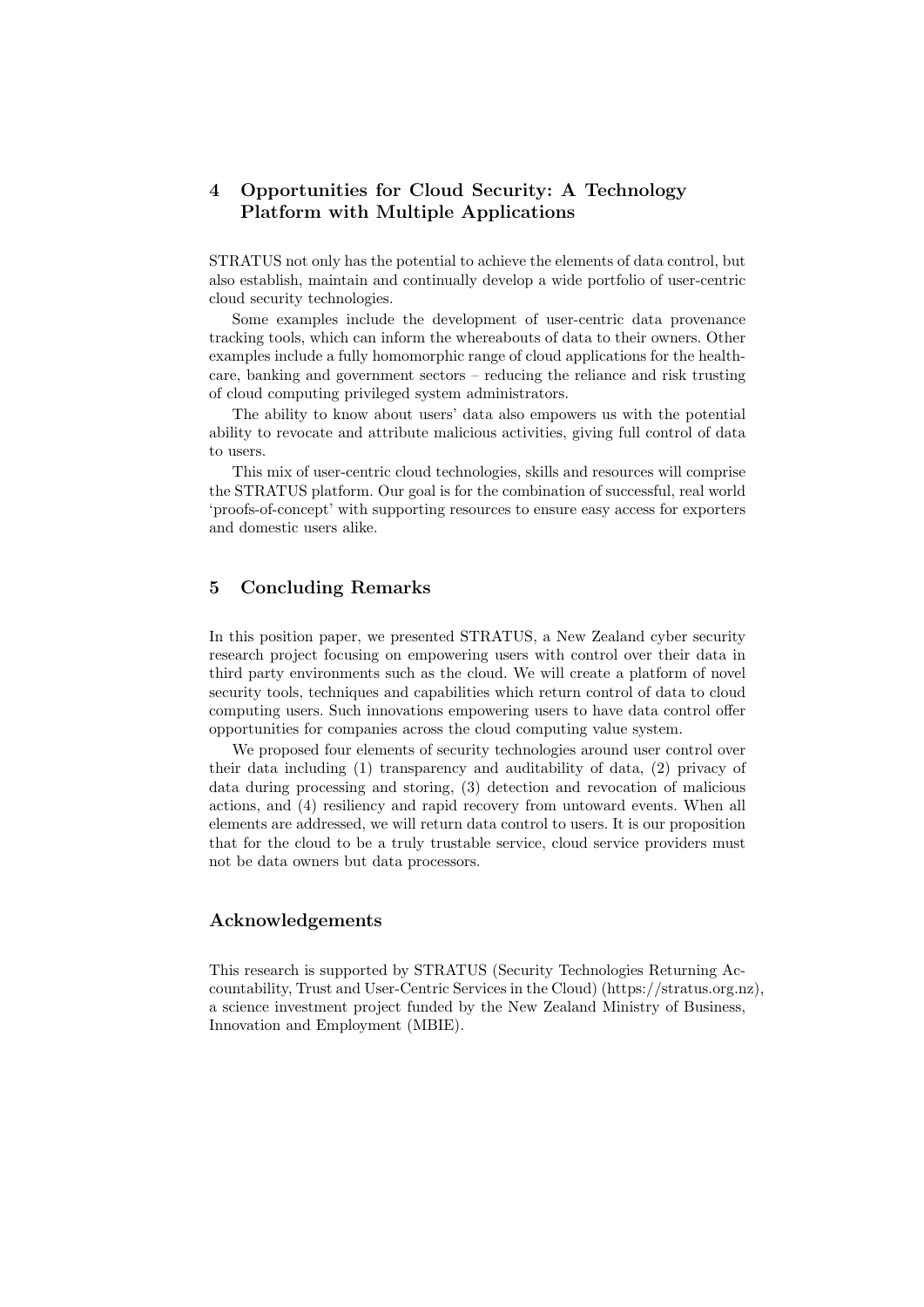## 4 Opportunities for Cloud Security: A Technology Platform with Multiple Applications

STRATUS not only has the potential to achieve the elements of data control, but also establish, maintain and continually develop a wide portfolio of user-centric cloud security technologies.

Some examples include the development of user-centric data provenance tracking tools, which can inform the whereabouts of data to their owners. Other examples include a fully homomorphic range of cloud applications for the healthcare, banking and government sectors – reducing the reliance and risk trusting of cloud computing privileged system administrators.

The ability to know about users' data also empowers us with the potential ability to revocate and attribute malicious activities, giving full control of data to users.

This mix of user-centric cloud technologies, skills and resources will comprise the STRATUS platform. Our goal is for the combination of successful, real world 'proofs-of-concept' with supporting resources to ensure easy access for exporters and domestic users alike.

## 5 Concluding Remarks

In this position paper, we presented STRATUS, a New Zealand cyber security research project focusing on empowering users with control over their data in third party environments such as the cloud. We will create a platform of novel security tools, techniques and capabilities which return control of data to cloud computing users. Such innovations empowering users to have data control offer opportunities for companies across the cloud computing value system.

We proposed four elements of security technologies around user control over their data including (1) transparency and auditability of data, (2) privacy of data during processing and storing, (3) detection and revocation of malicious actions, and (4) resiliency and rapid recovery from untoward events. When all elements are addressed, we will return data control to users. It is our proposition that for the cloud to be a truly trustable service, cloud service providers must not be data owners but data processors.

## Acknowledgements

This research is supported by STRATUS (Security Technologies Returning Accountability, Trust and User-Centric Services in the Cloud) (https://stratus.org.nz), a science investment project funded by the New Zealand Ministry of Business, Innovation and Employment (MBIE).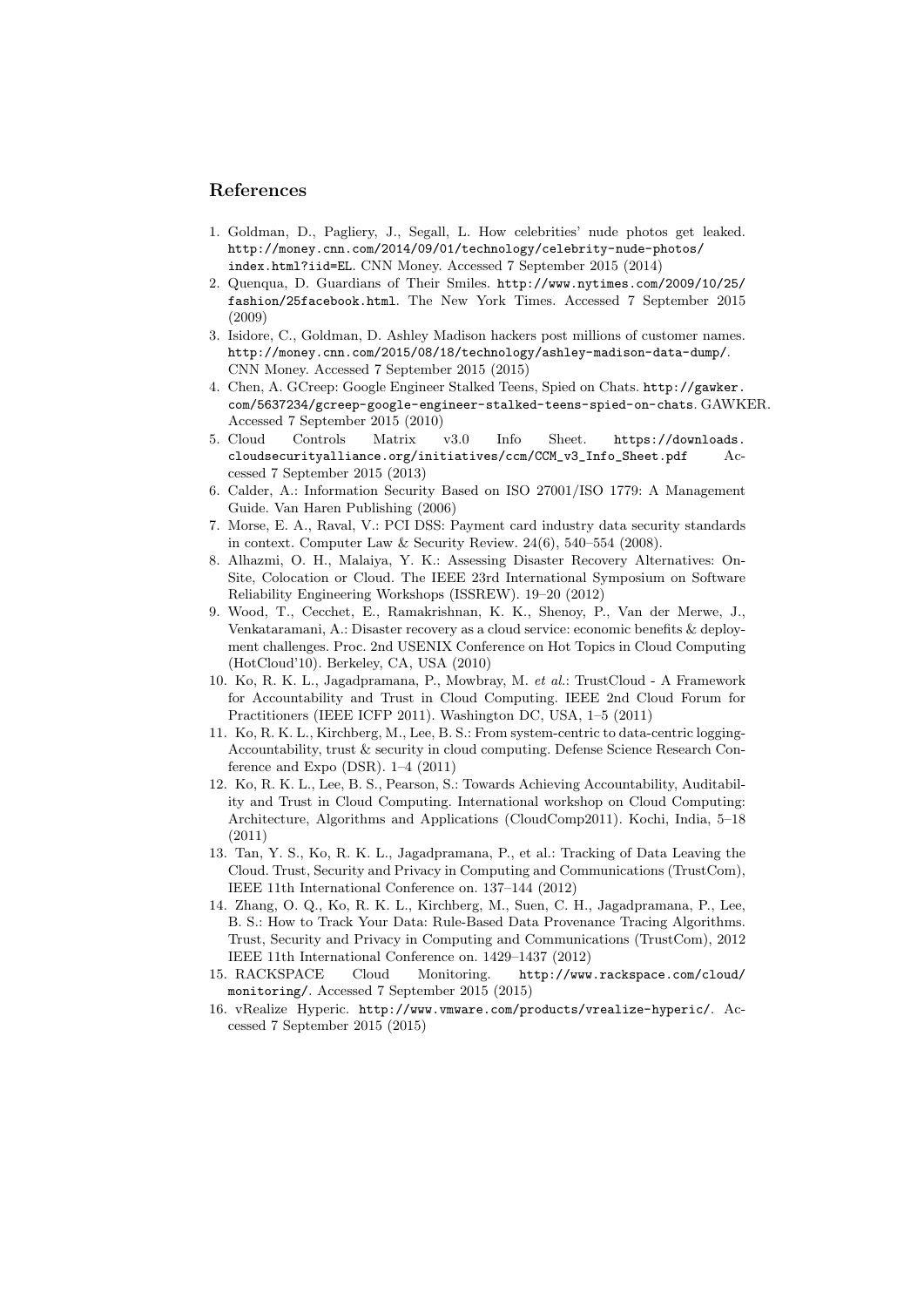## References

1. Goldman, D., Pagliery, J., Segall, L. How celebrities' nude photos get leaked. http://money.cnn.com/2014/09/01/technology/celebrity-nude-photos/index.html?iid=EL. CNN Money. Accessed 7 September 2015 (2014)
2. Quenqua, D. Guardians of Their Smiles. http://www.nytimes.com/2009/10/25/fashion/25facebook.html. The New York Times. Accessed 7 September 2015 (2009)
3. Isidore, C., Goldman, D. Ashley Madison hackers post millions of customer names. http://money.cnn.com/2015/08/18/technology/ashley-madison-data-dump/. CNN Money. Accessed 7 September 2015 (2015)
4. Chen, A. GCreep: Google Engineer Stalked Teens, Spied on Chats. http://gawker.com/5637234/gcreep-google-engineer-stalked-teens-spied-on-chats. GAWKER. Accessed 7 September 2015 (2010)
5. Cloud Controls Matrix v3.0 Info Sheet. https://downloads.cloudsecurityalliance.org/initiatives/ccm/CCM_v3_Info_Sheet.pdf Accessed 7 September 2015 (2013)
6. Calder, A.: Information Security Based on ISO 27001/ISO 1779: A Management Guide. Van Haren Publishing (2006)
7. Morse, E. A., Raval, V.: PCI DSS: Payment card industry data security standards in context. Computer Law & Security Review. 24(6), 540–554 (2008).
8. Alhazmi, O. H., Malaiya, Y. K.: Assessing Disaster Recovery Alternatives: On-Site, Colocation or Cloud. The IEEE 23rd International Symposium on Software Reliability Engineering Workshops (ISSREW). 19–20 (2012)
9. Wood, T., Cecchet, E., Ramakrishnan, K. K., Shenoy, P., Van der Merwe, J., Venkataramani, A.: Disaster recovery as a cloud service: economic benefits & deployment challenges. Proc. 2nd USENIX Conference on Hot Topics in Cloud Computing (HotCloud'10). Berkeley, CA, USA (2010)
10. Ko, R. K. L., Jagadpramana, P., Mowbray, M. *et al.*: TrustCloud - A Framework for Accountability and Trust in Cloud Computing. IEEE 2nd Cloud Forum for Practitioners (IEEE ICFP 2011). Washington DC, USA, 1–5 (2011)
11. Ko, R. K. L., Kirchberg, M., Lee, B. S.: From system-centric to data-centric logging- Accountability, trust & security in cloud computing. Defense Science Research Conference and Expo (DSR). 1–4 (2011)
12. Ko, R. K. L., Lee, B. S., Pearson, S.: Towards Achieving Accountability, Auditability and Trust in Cloud Computing. International workshop on Cloud Computing: Architecture, Algorithms and Applications (CloudComp2011). Kochi, India, 5–18 (2011)
13. Tan, Y. S., Ko, R. K. L., Jagadpramana, P., et al.: Tracking of Data Leaving the Cloud. Trust, Security and Privacy in Computing and Communications (TrustCom), IEEE 11th International Conference on. 137–144 (2012)
14. Zhang, O. Q., Ko, R. K. L., Kirchberg, M., Suen, C. H., Jagadpramana, P., Lee, B. S.: How to Track Your Data: Rule-Based Data Provenance Tracing Algorithms. Trust, Security and Privacy in Computing and Communications (TrustCom), 2012 IEEE 11th International Conference on. 1429–1437 (2012)
15. RACKSPACE Cloud Monitoring. http://www.rackspace.com/cloud/monitoring/. Accessed 7 September 2015 (2015)
16. vRealize Hyperic. http://www.vmware.com/products/vrealize-hyperic/. Accessed 7 September 2015 (2015)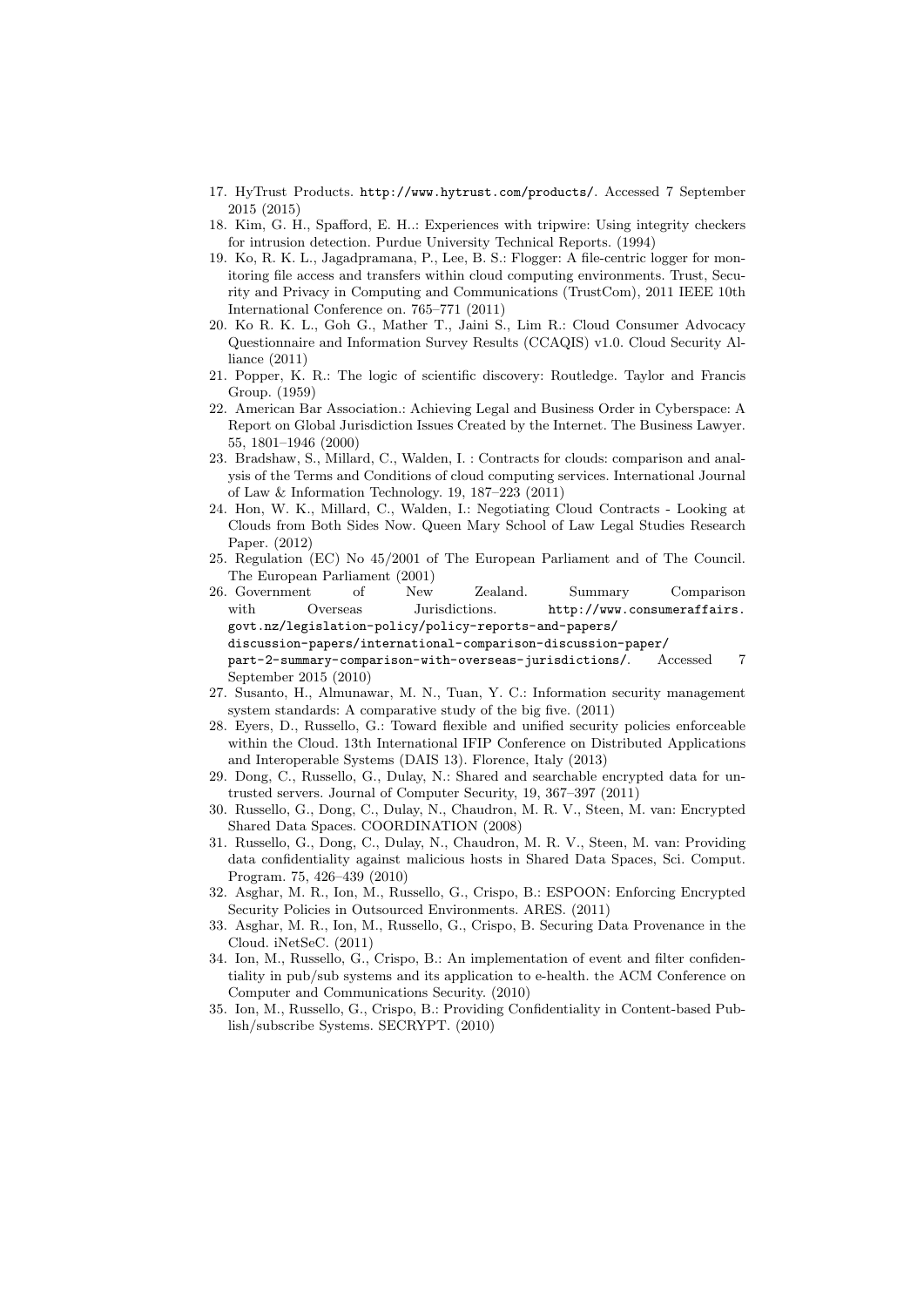17. HyTrust Products. http://www.hytrust.com/products/. Accessed 7 September 2015 (2015)
18. Kim, G. H., Spafford, E. H..: Experiences with tripwire: Using integrity checkers for intrusion detection. Purdue University Technical Reports. (1994)
19. Ko, R. K. L., Jagadpramana, P., Lee, B. S.: Flogger: A file-centric logger for monitoring file access and transfers within cloud computing environments. Trust, Security and Privacy in Computing and Communications (TrustCom), 2011 IEEE 10th International Conference on. 765–771 (2011)
20. Ko R. K. L., Goh G., Mather T., Jaini S., Lim R.: Cloud Consumer Advocacy Questionnaire and Information Survey Results (CCAQIS) v1.0. Cloud Security Alliance (2011)
21. Popper, K. R.: The logic of scientific discovery: Routledge. Taylor and Francis Group. (1959)
22. American Bar Association.: Achieving Legal and Business Order in Cyberspace: A Report on Global Jurisdiction Issues Created by the Internet. The Business Lawyer. 55, 1801–1946 (2000)
23. Bradshaw, S., Millard, C., Walden, I. : Contracts for clouds: comparison and analysis of the Terms and Conditions of cloud computing services. International Journal of Law & Information Technology. 19, 187–223 (2011)
24. Hon, W. K., Millard, C., Walden, I.: Negotiating Cloud Contracts - Looking at Clouds from Both Sides Now. Queen Mary School of Law Legal Studies Research Paper. (2012)
25. Regulation (EC) No 45/2001 of The European Parliament and of The Council. The European Parliament (2001)
26. Government of New Zealand. Summary Comparison with Overseas Jurisdictions. http://www.consumeraffairs.govt.nz/legislation-policy/policy-reports-and-papers/discussion-papers/international-comparison-discussion-paper/part-2-summary-comparison-with-overseas-jurisdictions/. Accessed 7 September 2015 (2010)
27. Susanto, H., Almunawar, M. N., Tuan, Y. C.: Information security management system standards: A comparative study of the big five. (2011)
28. Eyers, D., Russello, G.: Toward flexible and unified security policies enforceable within the Cloud. 13th International IFIP Conference on Distributed Applications and Interoperable Systems (DAIS 13). Florence, Italy (2013)
29. Dong, C., Russello, G., Dulay, N.: Shared and searchable encrypted data for untrusted servers. Journal of Computer Security, 19, 367–397 (2011)
30. Russello, G., Dong, C., Dulay, N., Chaudron, M. R. V., Steen, M. van: Encrypted Shared Data Spaces. COORDINATION (2008)
31. Russello, G., Dong, C., Dulay, N., Chaudron, M. R. V., Steen, M. van: Providing data confidentiality against malicious hosts in Shared Data Spaces, Sci. Comput. Program. 75, 426–439 (2010)
32. Asghar, M. R., Ion, M., Russello, G., Crispo, B.: ESPOON: Enforcing Encrypted Security Policies in Outsourced Environments. ARES. (2011)
33. Asghar, M. R., Ion, M., Russello, G., Crispo, B. Securing Data Provenance in the Cloud. iNetSeC. (2011)
34. Ion, M., Russello, G., Crispo, B.: An implementation of event and filter confidentiality in pub/sub systems and its application to e-health. the ACM Conference on Computer and Communications Security. (2010)
35. Ion, M., Russello, G., Crispo, B.: Providing Confidentiality in Content-based Publish/subscribe Systems. SECRYPT. (2010)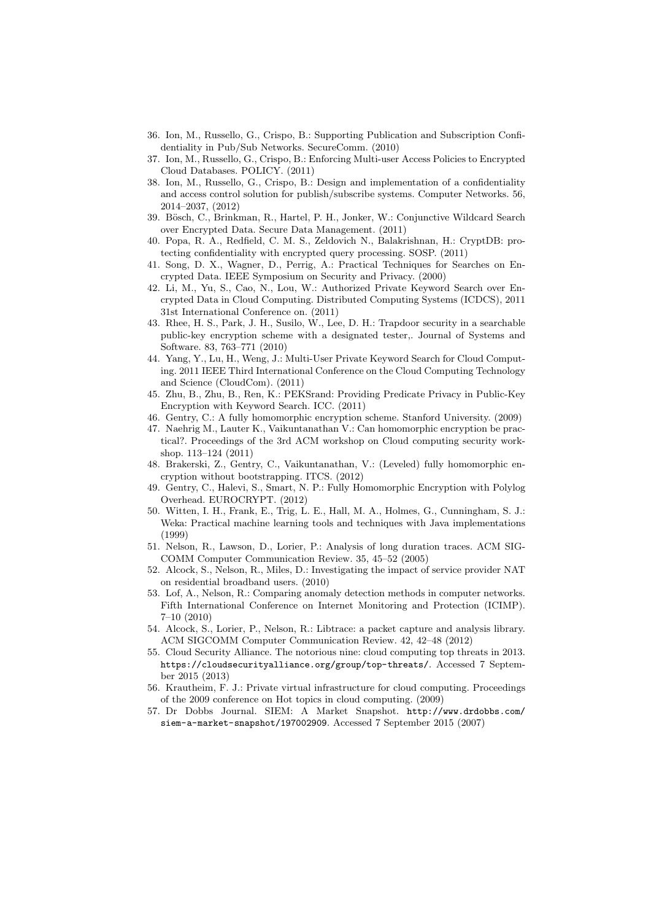36. Ion, M., Russello, G., Crispo, B.: Supporting Publication and Subscription Confidentiality in Pub/Sub Networks. SecureComm. (2010)
37. Ion, M., Russello, G., Crispo, B.: Enforcing Multi-user Access Policies to Encrypted Cloud Databases. POLICY. (2011)
38. Ion, M., Russello, G., Crispo, B.: Design and implementation of a confidentiality and access control solution for publish/subscribe systems. Computer Networks. 56, 2014–2037, (2012)
39. Bösch, C., Brinkman, R., Hartel, P. H., Jonker, W.: Conjunctive Wildcard Search over Encrypted Data. Secure Data Management. (2011)
40. Popa, R. A., Redfield, C. M. S., Zeldovich N., Balakrishnan, H.: CryptDB: protecting confidentiality with encrypted query processing. SOSP. (2011)
41. Song, D. X., Wagner, D., Perrig, A.: Practical Techniques for Searches on Encrypted Data. IEEE Symposium on Security and Privacy. (2000)
42. Li, M., Yu, S., Cao, N., Lou, W.: Authorized Private Keyword Search over Encrypted Data in Cloud Computing. Distributed Computing Systems (ICDCS), 2011 31st International Conference on. (2011)
43. Rhee, H. S., Park, J. H., Susilo, W., Lee, D. H.: Trapdoor security in a searchable public-key encryption scheme with a designated tester,. Journal of Systems and Software. 83, 763–771 (2010)
44. Yang, Y., Lu, H., Weng, J.: Multi-User Private Keyword Search for Cloud Computing. 2011 IEEE Third International Conference on the Cloud Computing Technology and Science (CloudCom). (2011)
45. Zhu, B., Zhu, B., Ren, K.: PEKSrand: Providing Predicate Privacy in Public-Key Encryption with Keyword Search. ICC. (2011)
46. Gentry, C.: A fully homomorphic encryption scheme. Stanford University. (2009)
47. Naehrig M., Lauter K., Vaikuntanathan V.: Can homomorphic encryption be practical?. Proceedings of the 3rd ACM workshop on Cloud computing security workshop. 113–124 (2011)
48. Brakerski, Z., Gentry, C., Vaikuntanathan, V.: (Leveled) fully homomorphic encryption without bootstrapping. ITCS. (2012)
49. Gentry, C., Halevi, S., Smart, N. P.: Fully Homomorphic Encryption with Polylog Overhead. EUROCRYPT. (2012)
50. Witten, I. H., Frank, E., Trig, L. E., Hall, M. A., Holmes, G., Cunningham, S. J.: Weka: Practical machine learning tools and techniques with Java implementations (1999)
51. Nelson, R., Lawson, D., Lorier, P.: Analysis of long duration traces. ACM SIGCOMM Computer Communication Review. 35, 45–52 (2005)
52. Alcock, S., Nelson, R., Miles, D.: Investigating the impact of service provider NAT on residential broadband users. (2010)
53. Lof, A., Nelson, R.: Comparing anomaly detection methods in computer networks. Fifth International Conference on Internet Monitoring and Protection (ICIMP). 7–10 (2010)
54. Alcock, S., Lorier, P., Nelson, R.: Libtrace: a packet capture and analysis library. ACM SIGCOMM Computer Communication Review. 42, 42–48 (2012)
55. Cloud Security Alliance. The notorious nine: cloud computing top threats in 2013. https://cloudsecurityalliance.org/group/top-threats/. Accessed 7 September 2015 (2013)
56. Krautheim, F. J.: Private virtual infrastructure for cloud computing. Proceedings of the 2009 conference on Hot topics in cloud computing. (2009)
57. Dr Dobbs Journal. SIEM: A Market Snapshot. http://www.drdobbs.com/siem-a-market-snapshot/197002909. Accessed 7 September 2015 (2007)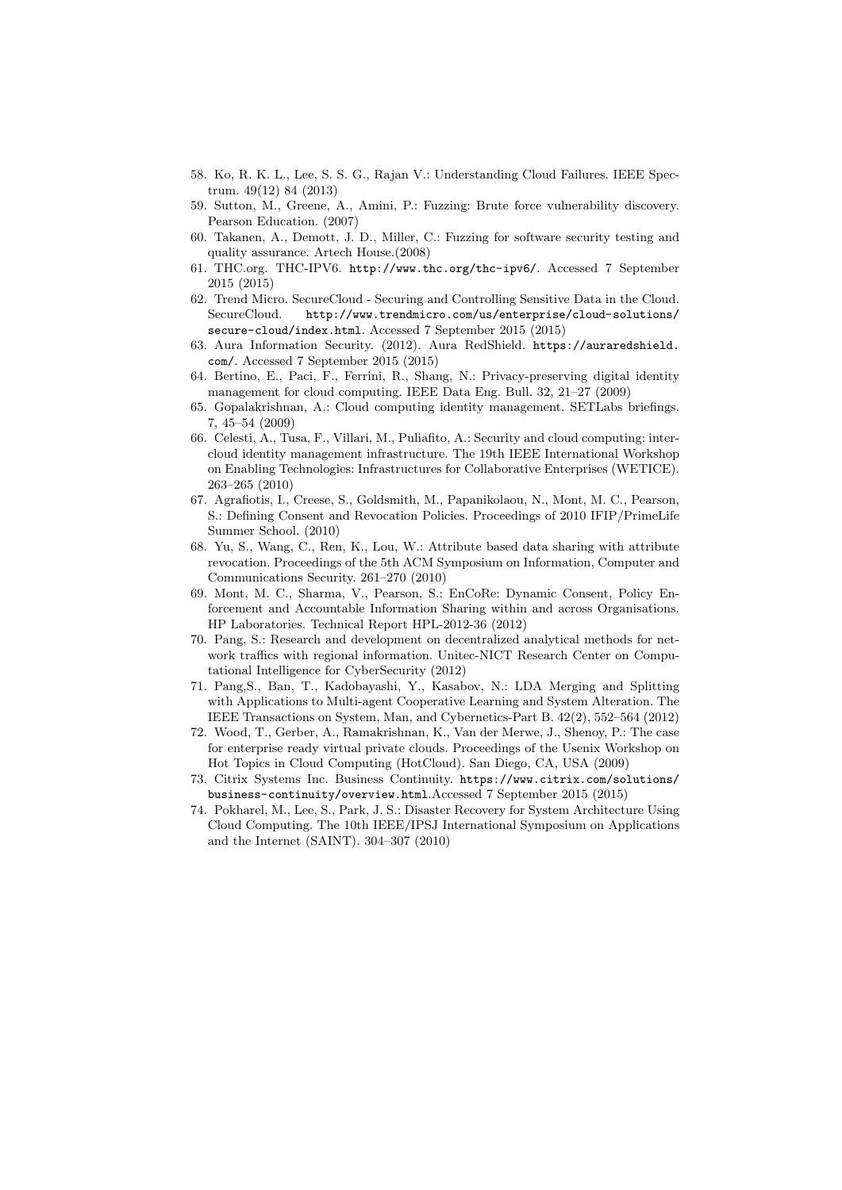58. Ko, R. K. L., Lee, S. S. G., Rajan V.: Understanding Cloud Failures. IEEE Spectrum. 49(12) 84 (2013)
59. Sutton, M., Greene, A., Amini, P.: Fuzzing: Brute force vulnerability discovery. Pearson Education. (2007)
60. Takanen, A., Demott, J. D., Miller, C.: Fuzzing for software security testing and quality assurance. Artech House.(2008)
61. THC.org. THC-IPV6. http://www.thc.org/thc-ipv6/. Accessed 7 September 2015 (2015)
62. Trend Micro. SecureCloud - Securing and Controlling Sensitive Data in the Cloud. SecureCloud. http://www.trendmicro.com/us/enterprise/cloud-solutions/secure-cloud/index.html. Accessed 7 September 2015 (2015)
63. Aura Information Security. (2012). Aura RedShield. https://auraredshield.com/. Accessed 7 September 2015 (2015)
64. Bertino, E., Paci, F., Ferrini, R., Shang, N.: Privacy-preserving digital identity management for cloud computing. IEEE Data Eng. Bull. 32, 21–27 (2009)
65. Gopalakrishnan, A.: Cloud computing identity management. SETLabs briefings. 7, 45–54 (2009)
66. Celesti, A., Tusa, F., Villari, M., Puliafito, A.: Security and cloud computing: intercloud identity management infrastructure. The 19th IEEE International Workshop on Enabling Technologies: Infrastructures for Collaborative Enterprises (WETICE). 263–265 (2010)
67. Agrafiotis, I., Creese, S., Goldsmith, M., Papanikolaou, N., Mont, M. C., Pearson, S.: Defining Consent and Revocation Policies. Proceedings of 2010 IFIP/PrimeLife Summer School. (2010)
68. Yu, S., Wang, C., Ren, K., Lou, W.: Attribute based data sharing with attribute revocation. Proceedings of the 5th ACM Symposium on Information, Computer and Communications Security. 261–270 (2010)
69. Mont, M. C., Sharma, V., Pearson, S.: EnCoRe: Dynamic Consent, Policy Enforcement and Accountable Information Sharing within and across Organisations. HP Laboratories. Technical Report HPL-2012-36 (2012)
70. Pang, S.: Research and development on decentralized analytical methods for network traffics with regional information. Unitec-NICT Research Center on Computational Intelligence for CyberSecurity (2012)
71. Pang,S., Ban, T., Kadobayashi, Y., Kasabov, N.: LDA Merging and Splitting with Applications to Multi-agent Cooperative Learning and System Alteration. The IEEE Transactions on System, Man, and Cybernetics-Part B. 42(2), 552–564 (2012)
72. Wood, T., Gerber, A., Ramakrishnan, K., Van der Merwe, J., Shenoy, P.: The case for enterprise ready virtual private clouds. Proceedings of the Usenix Workshop on Hot Topics in Cloud Computing (HotCloud). San Diego, CA, USA (2009)
73. Citrix Systems Inc. Business Continuity. https://www.citrix.com/solutions/business-continuity/overview.html.Accessed 7 September 2015 (2015)
74. Pokharel, M., Lee, S., Park, J. S.: Disaster Recovery for System Architecture Using Cloud Computing. The 10th IEEE/IPSJ International Symposium on Applications and the Internet (SAINT). 304–307 (2010)